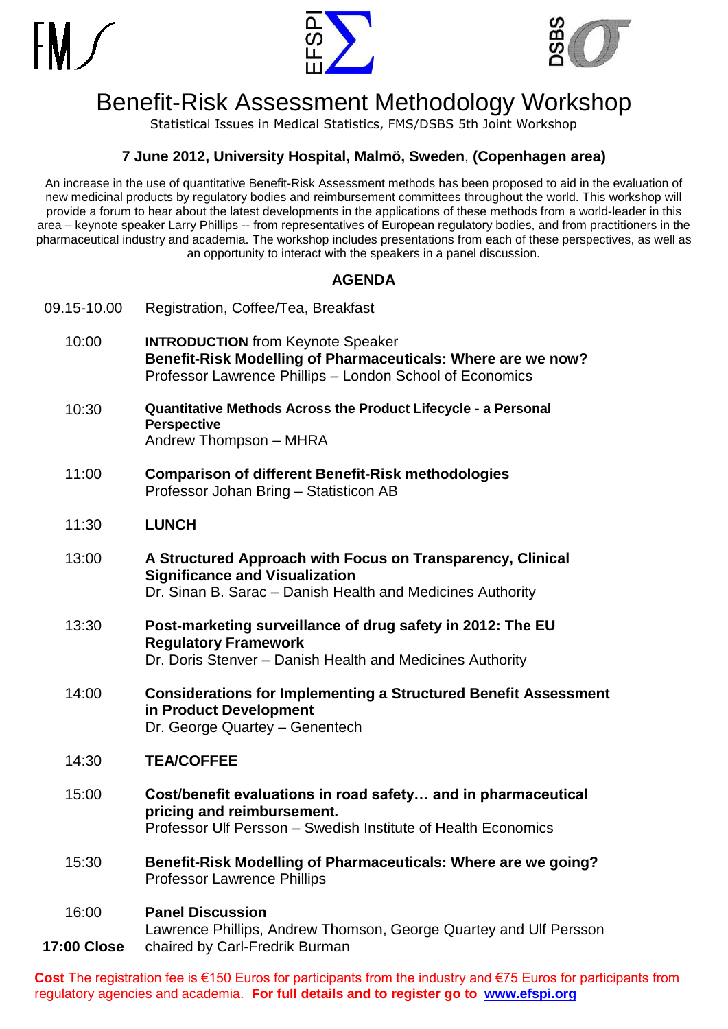FMS EFSPI DSBS

# Benefit-Risk Assessment Methodology Workshop

Statistical Issues in Medical Statistics, FMS/DSBS 5th Joint Workshop

**7 June 2012, University Hospital, Malmö, Sweden, (Copenhagen area)**

An increase in the use of quantitative Benefit-Risk Assessment methods has been proposed to aid in the evaluation of new medicinal products by regulatory bodies and reimbursement committees throughout the world. This workshop will provide a forum to hear about the latest developments in the applications of these methods from a world-leader in this area – keynote speaker Larry Phillips -- from representatives of European regulatory bodies, and from practitioners in the pharmaceutical industry and academia. The workshop includes presentations from each of these perspectives, as well as an opportunity to interact with the speakers in a panel discussion.

## AGENDA

| | |
|---|---|
| 09.15-10.00 | Registration, Coffee/Tea, Breakfast |
| 10:00 | **INTRODUCTION** from Keynote Speaker<br>**Benefit-Risk Modelling of Pharmaceuticals: Where are we now?**<br>Professor Lawrence Phillips – London School of Economics |
| 10:30 | **Quantitative Methods Across the Product Lifecycle - a Personal Perspective**<br>Andrew Thompson – MHRA |
| 11:00 | **Comparison of different Benefit-Risk methodologies**<br>Professor Johan Bring – Statisticon AB |
| 11:30 | **LUNCH** |
| 13:00 | **A Structured Approach with Focus on Transparency, Clinical Significance and Visualization**<br>Dr. Sinan B. Sarac – Danish Health and Medicines Authority |
| 13:30 | **Post-marketing surveillance of drug safety in 2012: The EU Regulatory Framework**<br>Dr. Doris Stenver – Danish Health and Medicines Authority |
| 14:00 | **Considerations for Implementing a Structured Benefit Assessment in Product Development**<br>Dr. George Quartey – Genentech |
| 14:30 | **TEA/COFFEE** |
| 15:00 | **Cost/benefit evaluations in road safety… and in pharmaceutical pricing and reimbursement.**<br>Professor Ulf Persson – Swedish Institute of Health Economics |
| 15:30 | **Benefit-Risk Modelling of Pharmaceuticals: Where are we going?**<br>Professor Lawrence Phillips |
| 16:00 | **Panel Discussion**<br>Lawrence Phillips, Andrew Thomson, George Quartey and Ulf Persson |
| **17:00 Close** | chaired by Carl-Fredrik Burman |

**Cost** The registration fee is €150 Euros for participants from the industry and €75 Euros for participants from regulatory agencies and academia. **For full details and to register go to www.efspi.org**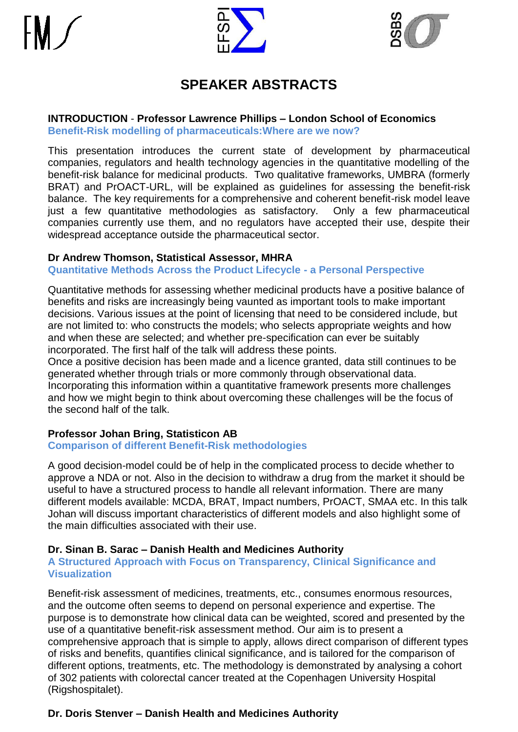# SPEAKER ABSTRACTS

**INTRODUCTION** - **Professor Lawrence Phillips – London School of Economics**
**Benefit-Risk modelling of pharmaceuticals:Where are we now?**

This presentation introduces the current state of development by pharmaceutical companies, regulators and health technology agencies in the quantitative modelling of the benefit-risk balance for medicinal products. Two qualitative frameworks, UMBRA (formerly BRAT) and PrOACT-URL, will be explained as guidelines for assessing the benefit-risk balance. The key requirements for a comprehensive and coherent benefit-risk model leave just a few quantitative methodologies as satisfactory. Only a few pharmaceutical companies currently use them, and no regulators have accepted their use, despite their widespread acceptance outside the pharmaceutical sector.

**Dr Andrew Thomson, Statistical Assessor, MHRA**
**Quantitative Methods Across the Product Lifecycle - a Personal Perspective**

Quantitative methods for assessing whether medicinal products have a positive balance of benefits and risks are increasingly being vaunted as important tools to make important decisions. Various issues at the point of licensing that need to be considered include, but are not limited to: who constructs the models; who selects appropriate weights and how and when these are selected; and whether pre-specification can ever be suitably incorporated. The first half of the talk will address these points.
Once a positive decision has been made and a licence granted, data still continues to be generated whether through trials or more commonly through observational data. Incorporating this information within a quantitative framework presents more challenges and how we might begin to think about overcoming these challenges will be the focus of the second half of the talk.

**Professor Johan Bring, Statisticon AB**
**Comparison of different Benefit-Risk methodologies**

A good decision-model could be of help in the complicated process to decide whether to approve a NDA or not. Also in the decision to withdraw a drug from the market it should be useful to have a structured process to handle all relevant information. There are many different models available: MCDA, BRAT, Impact numbers, PrOACT, SMAA etc. In this talk Johan will discuss important characteristics of different models and also highlight some of the main difficulties associated with their use.

**Dr. Sinan B. Sarac – Danish Health and Medicines Authority**
**A Structured Approach with Focus on Transparency, Clinical Significance and Visualization**

Benefit-risk assessment of medicines, treatments, etc., consumes enormous resources, and the outcome often seems to depend on personal experience and expertise. The purpose is to demonstrate how clinical data can be weighted, scored and presented by the use of a quantitative benefit-risk assessment method. Our aim is to present a comprehensive approach that is simple to apply, allows direct comparison of different types of risks and benefits, quantifies clinical significance, and is tailored for the comparison of different options, treatments, etc. The methodology is demonstrated by analysing a cohort of 302 patients with colorectal cancer treated at the Copenhagen University Hospital (Rigshospitalet).

**Dr. Doris Stenver – Danish Health and Medicines Authority**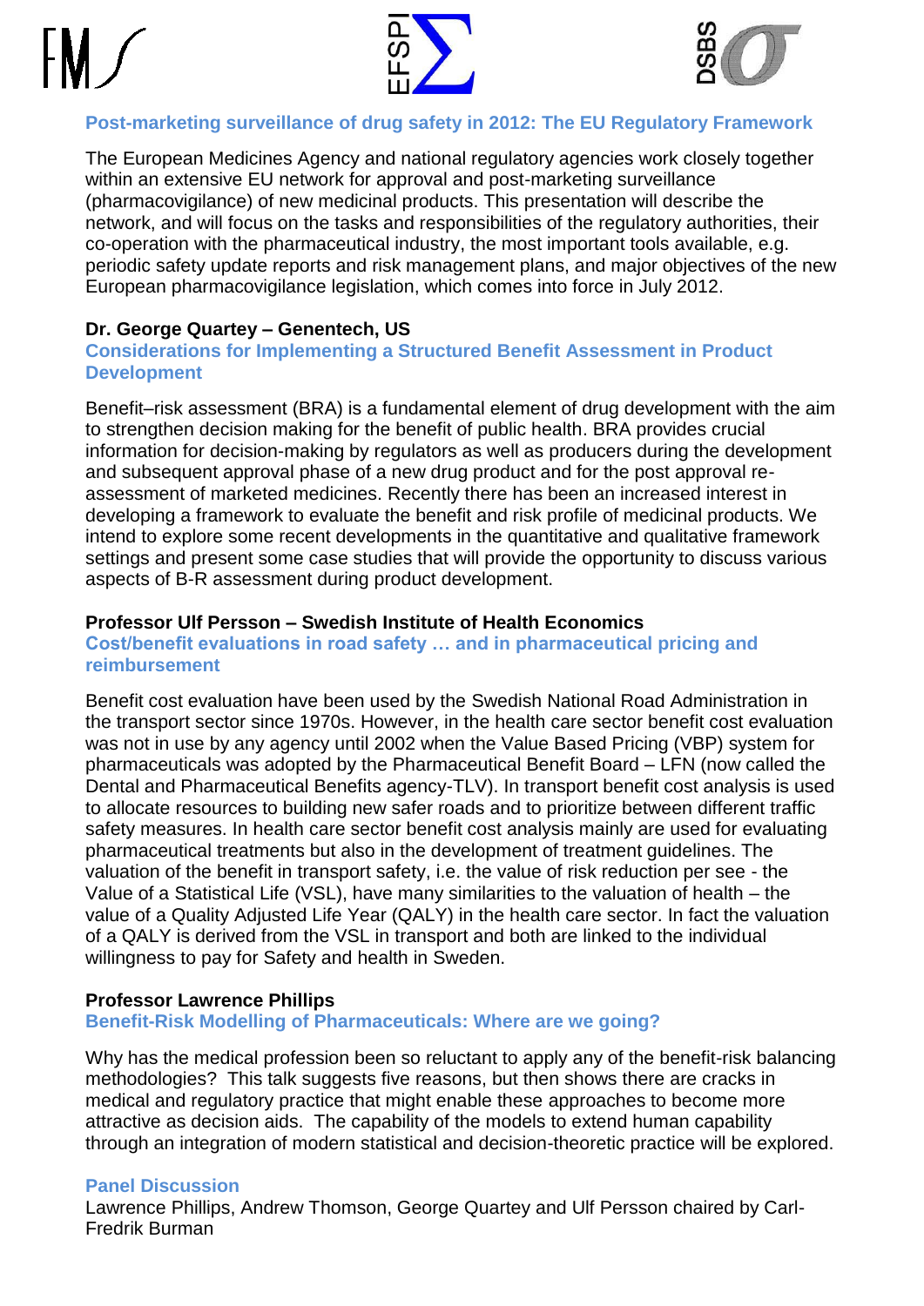### Post-marketing surveillance of drug safety in 2012: The EU Regulatory Framework

The European Medicines Agency and national regulatory agencies work closely together within an extensive EU network for approval and post-marketing surveillance (pharmacovigilance) of new medicinal products. This presentation will describe the network, and will focus on the tasks and responsibilities of the regulatory authorities, their co-operation with the pharmaceutical industry, the most important tools available, e.g. periodic safety update reports and risk management plans, and major objectives of the new European pharmacovigilance legislation, which comes into force in July 2012.

**Dr. George Quartey – Genentech, US**

### Considerations for Implementing a Structured Benefit Assessment in Product Development

Benefit–risk assessment (BRA) is a fundamental element of drug development with the aim to strengthen decision making for the benefit of public health. BRA provides crucial information for decision-making by regulators as well as producers during the development and subsequent approval phase of a new drug product and for the post approval re-assessment of marketed medicines. Recently there has been an increased interest in developing a framework to evaluate the benefit and risk profile of medicinal products. We intend to explore some recent developments in the quantitative and qualitative framework settings and present some case studies that will provide the opportunity to discuss various aspects of B-R assessment during product development.

**Professor Ulf Persson – Swedish Institute of Health Economics**

### Cost/benefit evaluations in road safety … and in pharmaceutical pricing and reimbursement

Benefit cost evaluation have been used by the Swedish National Road Administration in the transport sector since 1970s. However, in the health care sector benefit cost evaluation was not in use by any agency until 2002 when the Value Based Pricing (VBP) system for pharmaceuticals was adopted by the Pharmaceutical Benefit Board – LFN (now called the Dental and Pharmaceutical Benefits agency-TLV). In transport benefit cost analysis is used to allocate resources to building new safer roads and to prioritize between different traffic safety measures. In health care sector benefit cost analysis mainly are used for evaluating pharmaceutical treatments but also in the development of treatment guidelines. The valuation of the benefit in transport safety, i.e. the value of risk reduction per see - the Value of a Statistical Life (VSL), have many similarities to the valuation of health – the value of a Quality Adjusted Life Year (QALY) in the health care sector. In fact the valuation of a QALY is derived from the VSL in transport and both are linked to the individual willingness to pay for Safety and health in Sweden.

**Professor Lawrence Phillips**

### Benefit-Risk Modelling of Pharmaceuticals: Where are we going?

Why has the medical profession been so reluctant to apply any of the benefit-risk balancing methodologies? This talk suggests five reasons, but then shows there are cracks in medical and regulatory practice that might enable these approaches to become more attractive as decision aids. The capability of the models to extend human capability through an integration of modern statistical and decision-theoretic practice will be explored.

### Panel Discussion

Lawrence Phillips, Andrew Thomson, George Quartey and Ulf Persson chaired by Carl-Fredrik Burman